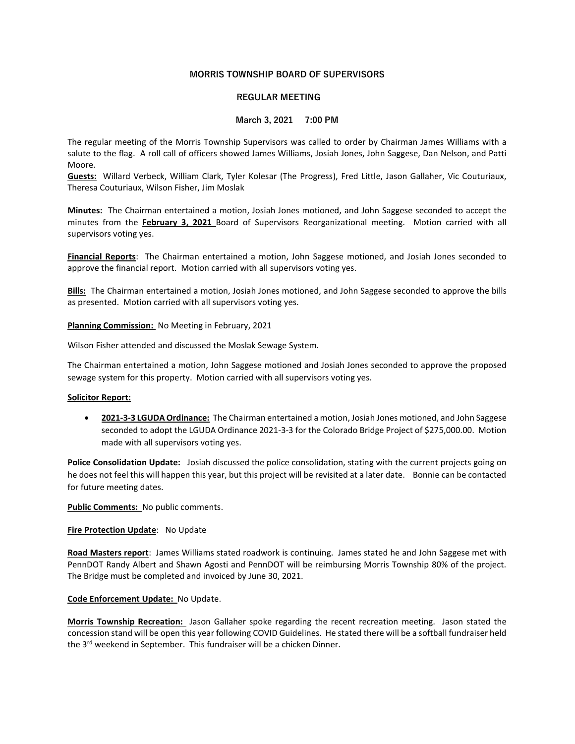# MORRIS TOWNSHIP BOARD OF SUPERVISORS

## REGULAR MEETING

### March 3, 2021 7:00 PM

The regular meeting of the Morris Township Supervisors was called to order by Chairman James Williams with a salute to the flag. A roll call of officers showed James Williams, Josiah Jones, John Saggese, Dan Nelson, and Patti Moore.

**Guests:** Willard Verbeck, William Clark, Tyler Kolesar (The Progress), Fred Little, Jason Gallaher, Vic Couturiaux, Theresa Couturiaux, Wilson Fisher, Jim Moslak

**Minutes:** The Chairman entertained a motion, Josiah Jones motioned, and John Saggese seconded to accept the minutes from the **February 3, 2021** Board of Supervisors Reorganizational meeting. Motion carried with all supervisors voting yes.

**Financial Reports**: The Chairman entertained a motion, John Saggese motioned, and Josiah Jones seconded to approve the financial report. Motion carried with all supervisors voting yes.

**Bills:** The Chairman entertained a motion, Josiah Jones motioned, and John Saggese seconded to approve the bills as presented. Motion carried with all supervisors voting yes.

**Planning Commission:** No Meeting in February, 2021

Wilson Fisher attended and discussed the Moslak Sewage System.

The Chairman entertained a motion, John Saggese motioned and Josiah Jones seconded to approve the proposed sewage system for this property. Motion carried with all supervisors voting yes.

**Solicitor Report:**

- **2021-3-3 LGUDA Ordinance:** The Chairman entertained a motion, Josiah Jones motioned, and John Saggese seconded to adopt the LGUDA Ordinance 2021-3-3 for the Colorado Bridge Project of $275,000.00. Motion made with all supervisors voting yes.

**Police Consolidation Update:** Josiah discussed the police consolidation, stating with the current projects going on he does not feel this will happen this year, but this project will be revisited at a later date. Bonnie can be contacted for future meeting dates.

**Public Comments:** No public comments.

**Fire Protection Update**: No Update

**Road Masters report**: James Williams stated roadwork is continuing. James stated he and John Saggese met with PennDOT Randy Albert and Shawn Agosti and PennDOT will be reimbursing Morris Township 80% of the project. The Bridge must be completed and invoiced by June 30, 2021.

**Code Enforcement Update:** No Update.

**Morris Township Recreation:** Jason Gallaher spoke regarding the recent recreation meeting. Jason stated the concession stand will be open this year following COVID Guidelines. He stated there will be a softball fundraiser held the 3rd weekend in September. This fundraiser will be a chicken Dinner.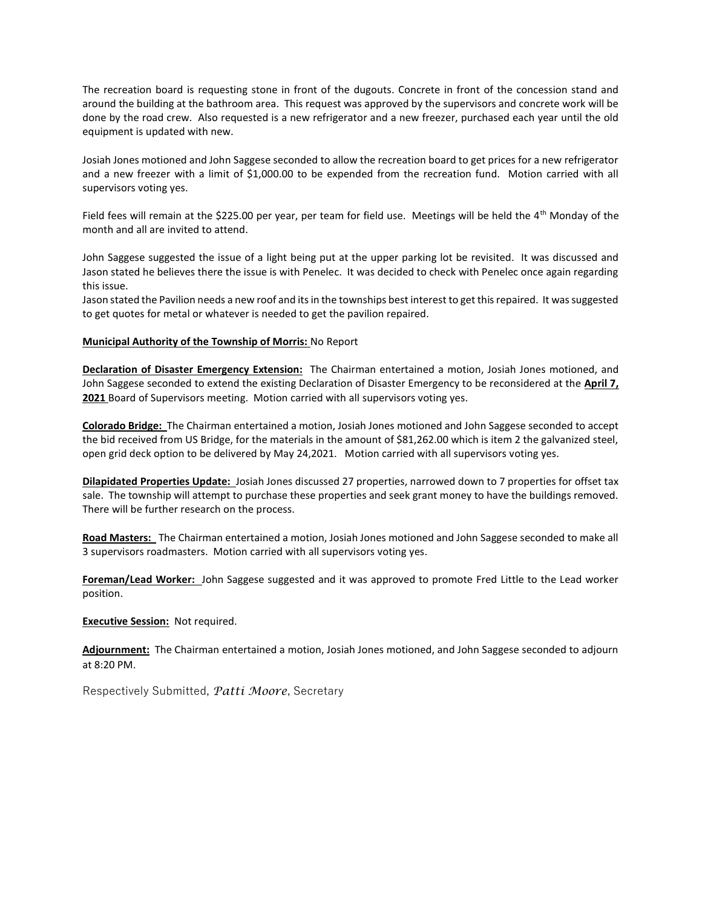The recreation board is requesting stone in front of the dugouts. Concrete in front of the concession stand and around the building at the bathroom area. This request was approved by the supervisors and concrete work will be done by the road crew. Also requested is a new refrigerator and a new freezer, purchased each year until the old equipment is updated with new.

Josiah Jones motioned and John Saggese seconded to allow the recreation board to get prices for a new refrigerator and a new freezer with a limit of $1,000.00 to be expended from the recreation fund. Motion carried with all supervisors voting yes.

Field fees will remain at the $225.00 per year, per team for field use. Meetings will be held the 4th Monday of the month and all are invited to attend.

John Saggese suggested the issue of a light being put at the upper parking lot be revisited. It was discussed and Jason stated he believes there the issue is with Penelec. It was decided to check with Penelec once again regarding this issue.
Jason stated the Pavilion needs a new roof and its in the townships best interest to get this repaired. It was suggested to get quotes for metal or whatever is needed to get the pavilion repaired.

**Municipal Authority of the Township of Morris:** No Report

**Declaration of Disaster Emergency Extension:** The Chairman entertained a motion, Josiah Jones motioned, and John Saggese seconded to extend the existing Declaration of Disaster Emergency to be reconsidered at the **April 7, 2021** Board of Supervisors meeting. Motion carried with all supervisors voting yes.

**Colorado Bridge:** The Chairman entertained a motion, Josiah Jones motioned and John Saggese seconded to accept the bid received from US Bridge, for the materials in the amount of $81,262.00 which is item 2 the galvanized steel, open grid deck option to be delivered by May 24,2021. Motion carried with all supervisors voting yes.

**Dilapidated Properties Update:** Josiah Jones discussed 27 properties, narrowed down to 7 properties for offset tax sale. The township will attempt to purchase these properties and seek grant money to have the buildings removed. There will be further research on the process.

**Road Masters:** The Chairman entertained a motion, Josiah Jones motioned and John Saggese seconded to make all 3 supervisors roadmasters. Motion carried with all supervisors voting yes.

**Foreman/Lead Worker:** John Saggese suggested and it was approved to promote Fred Little to the Lead worker position.

**Executive Session:** Not required.

**Adjournment:** The Chairman entertained a motion, Josiah Jones motioned, and John Saggese seconded to adjourn at 8:20 PM.

Respectively Submitted, *Patti Moore*, Secretary